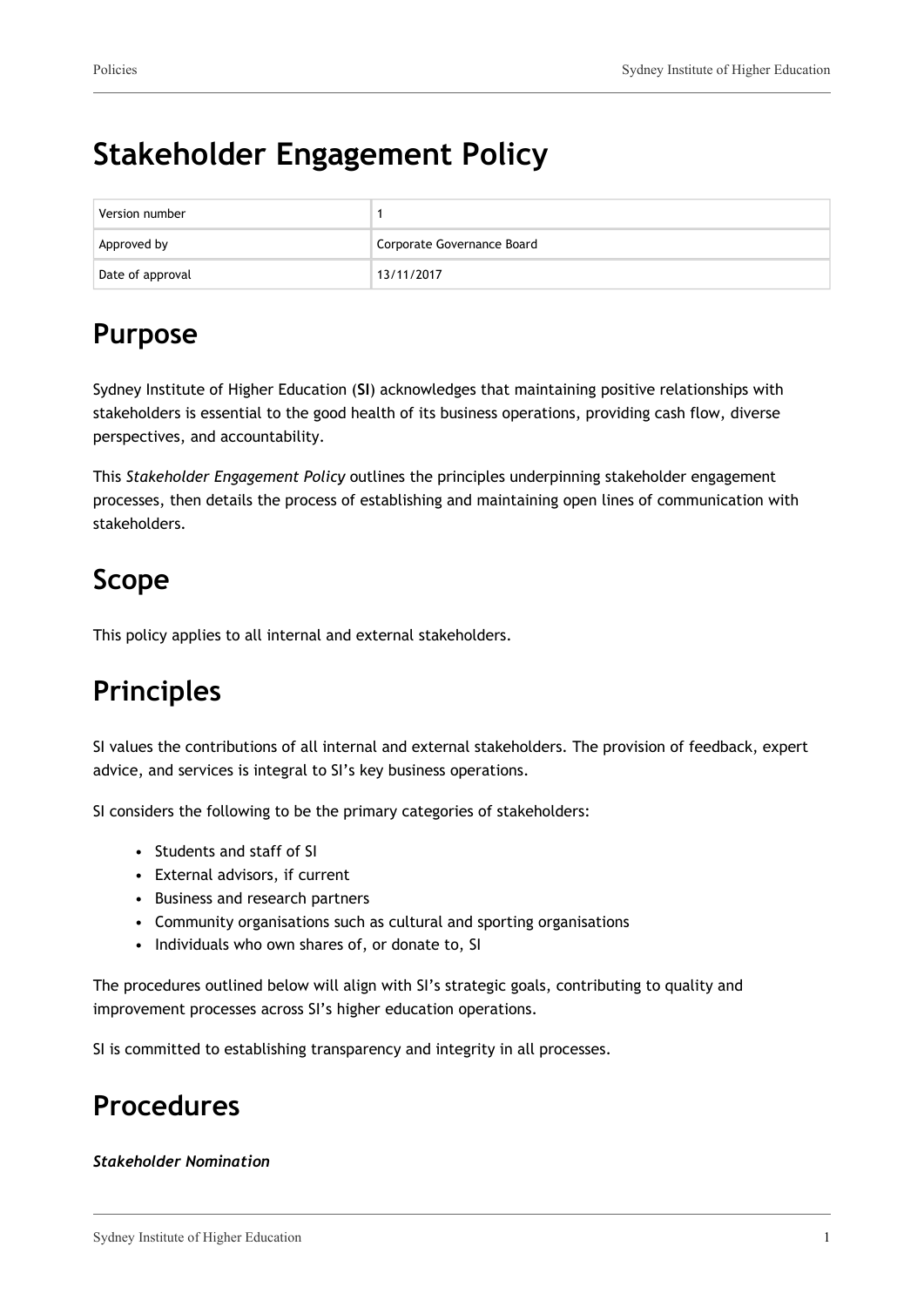# Stakeholder Engagement Policy

| | |
|---|---|
| Version number | 1 |
| Approved by | Corporate Governance Board |
| Date of approval | 13/11/2017 |

## Purpose

Sydney Institute of Higher Education (**SI**) acknowledges that maintaining positive relationships with stakeholders is essential to the good health of its business operations, providing cash flow, diverse perspectives, and accountability.

This *Stakeholder Engagement Policy* outlines the principles underpinning stakeholder engagement processes, then details the process of establishing and maintaining open lines of communication with stakeholders.

## Scope

This policy applies to all internal and external stakeholders.

## Principles

SI values the contributions of all internal and external stakeholders. The provision of feedback, expert advice, and services is integral to SI's key business operations.

SI considers the following to be the primary categories of stakeholders:

- Students and staff of SI
- External advisors, if current
- Business and research partners
- Community organisations such as cultural and sporting organisations
- Individuals who own shares of, or donate to, SI

The procedures outlined below will align with SI's strategic goals, contributing to quality and improvement processes across SI's higher education operations.

SI is committed to establishing transparency and integrity in all processes.

## Procedures

***Stakeholder Nomination***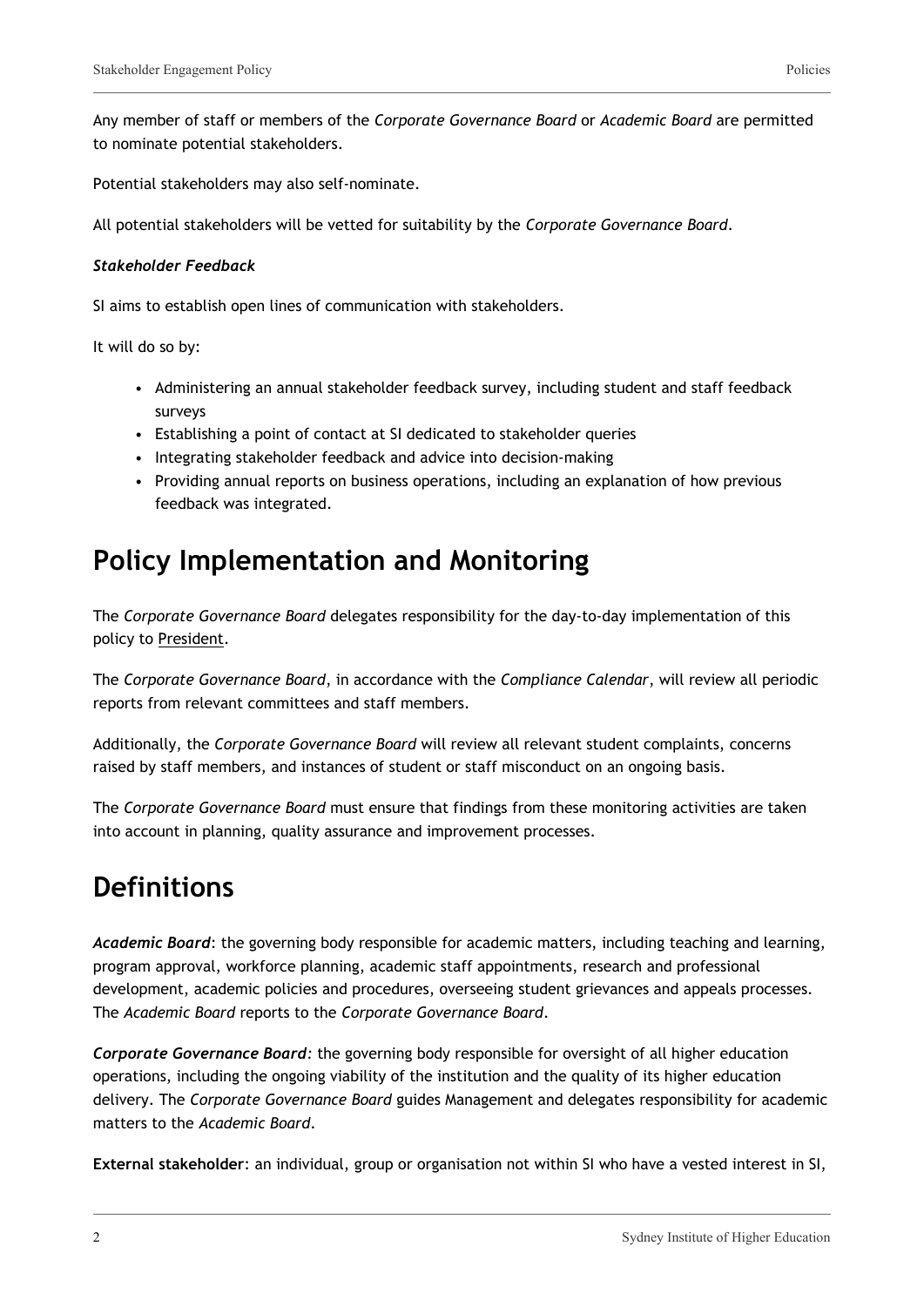Any member of staff or members of the *Corporate Governance Board* or *Academic Board* are permitted to nominate potential stakeholders.

Potential stakeholders may also self-nominate.

All potential stakeholders will be vetted for suitability by the *Corporate Governance Board*.

***Stakeholder Feedback***

SI aims to establish open lines of communication with stakeholders.

It will do so by:

- Administering an annual stakeholder feedback survey, including student and staff feedback surveys
- Establishing a point of contact at SI dedicated to stakeholder queries
- Integrating stakeholder feedback and advice into decision-making
- Providing annual reports on business operations, including an explanation of how previous feedback was integrated.

# Policy Implementation and Monitoring

The *Corporate Governance Board* delegates responsibility for the day-to-day implementation of this policy to President.

The *Corporate Governance Board*, in accordance with the *Compliance Calendar*, will review all periodic reports from relevant committees and staff members.

Additionally, the *Corporate Governance Board* will review all relevant student complaints, concerns raised by staff members, and instances of student or staff misconduct on an ongoing basis.

The *Corporate Governance Board* must ensure that findings from these monitoring activities are taken into account in planning, quality assurance and improvement processes.

# Definitions

***Academic Board***: the governing body responsible for academic matters, including teaching and learning, program approval, workforce planning, academic staff appointments, research and professional development, academic policies and procedures, overseeing student grievances and appeals processes. The *Academic Board* reports to the *Corporate Governance Board*.

***Corporate Governance Board***: the governing body responsible for oversight of all higher education operations, including the ongoing viability of the institution and the quality of its higher education delivery. The *Corporate Governance Board* guides Management and delegates responsibility for academic matters to the *Academic Board*.

**External stakeholder**: an individual, group or organisation not within SI who have a vested interest in SI,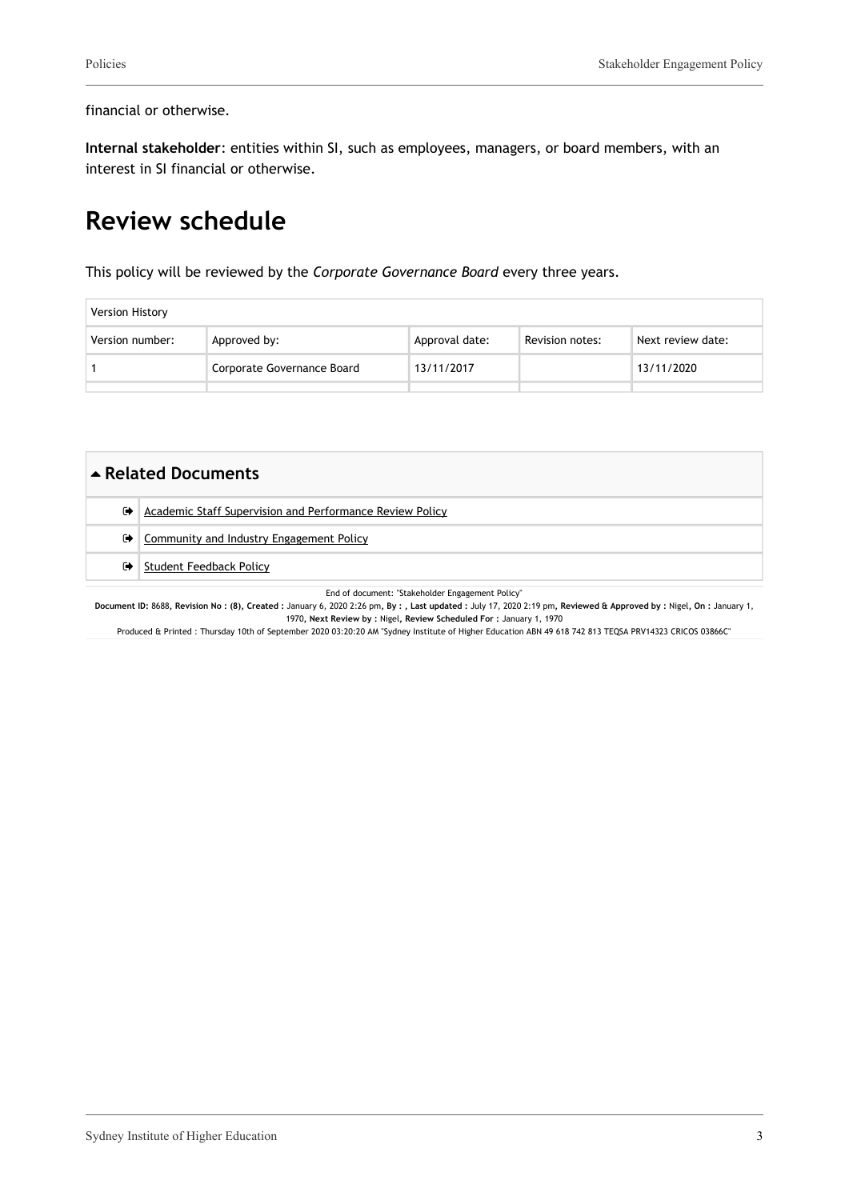financial or otherwise.

**Internal stakeholder**: entities within SI, such as employees, managers, or board members, with an interest in SI financial or otherwise.

# Review schedule

This policy will be reviewed by the *Corporate Governance Board* every three years.

| Version History | | | | |
|---|---|---|---|---|
| Version number: | Approved by: | Approval date: | Revision notes: | Next review date: |
| 1 | Corporate Governance Board | 13/11/2017 | | 13/11/2020 |
| | | | | |

## Related Documents

- Academic Staff Supervision and Performance Review Policy
- Community and Industry Engagement Policy
- Student Feedback Policy

End of document: "Stakeholder Engagement Policy"

**Document ID:** 8688, **Revision No : (8)**, **Created :** January 6, 2020 2:26 pm, **By : , Last updated :** July 17, 2020 2:19 pm, **Reviewed & Approved by :** Nigel, **On :** January 1, 1970, **Next Review by :** Nigel, **Review Scheduled For :** January 1, 1970

Produced & Printed : Thursday 10th of September 2020 03:20:20 AM "Sydney Institute of Higher Education ABN 49 618 742 813 TEQSA PRV14323 CRICOS 03866C"